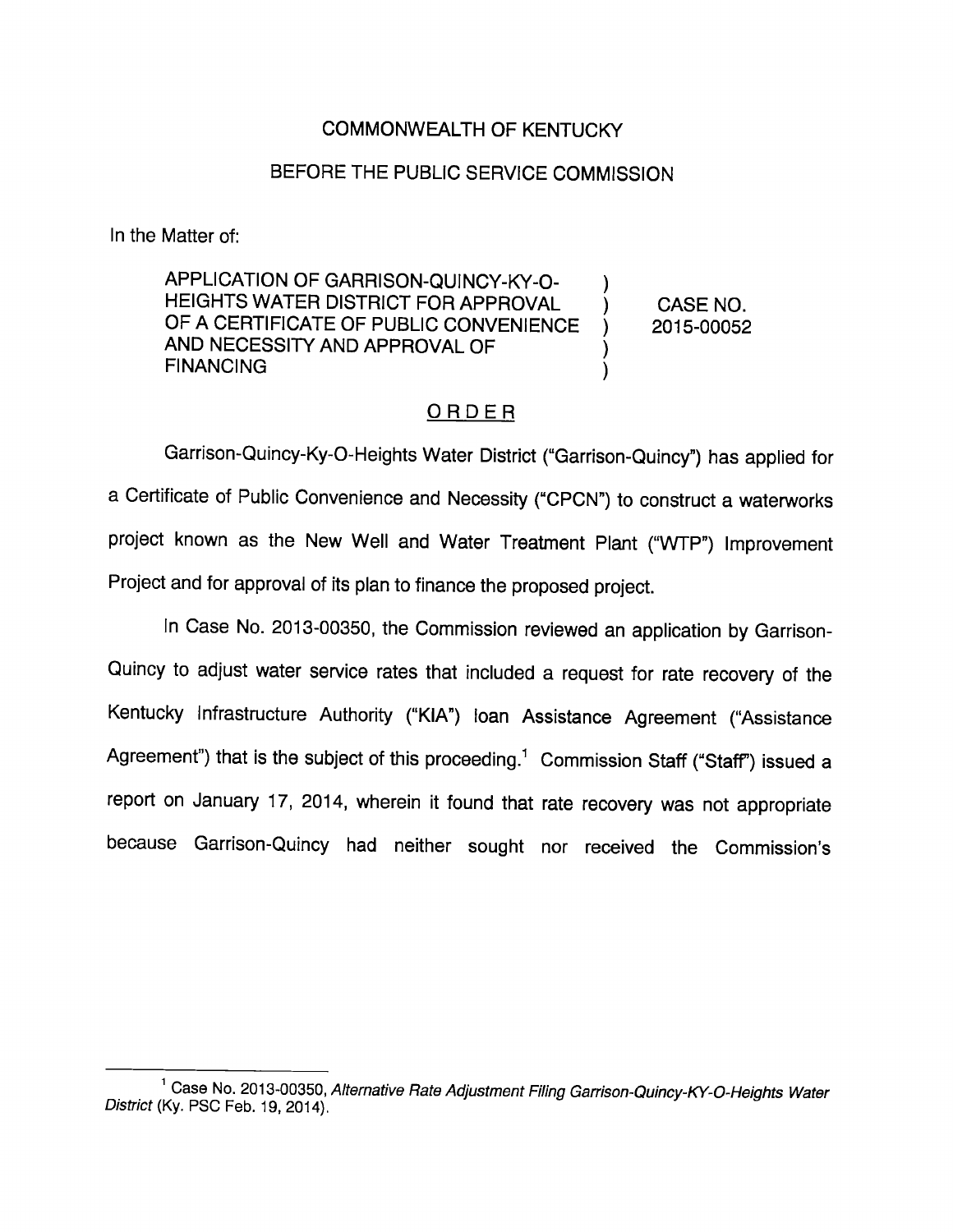COMMONWEALTH OF KENTUCKY

BEFORE THE PUBLIC SERVICE COMMISSION

In the Matter of:

| | | |
|---|---|---|
| APPLICATION OF GARRISON-QUINCY-KY-O-HEIGHTS WATER DISTRICT FOR APPROVAL OF A CERTIFICATE OF PUBLIC CONVENIENCE AND NECESSITY AND APPROVAL OF FINANCING | ) ) ) ) ) | CASE NO. 2015-00052 |

## ORDER

Garrison-Quincy-Ky-O-Heights Water District ("Garrison-Quincy") has applied for a Certificate of Public Convenience and Necessity ("CPCN") to construct a waterworks project known as the New Well and Water Treatment Plant ("WTP") Improvement Project and for approval of its plan to finance the proposed project.

In Case No. 2013-00350, the Commission reviewed an application by Garrison-Quincy to adjust water service rates that included a request for rate recovery of the Kentucky Infrastructure Authority ("KIA") loan Assistance Agreement ("Assistance Agreement") that is the subject of this proceeding.[1] Commission Staff ("Staff") issued a report on January 17, 2014, wherein it found that rate recovery was not appropriate because Garrison-Quincy had neither sought nor received the Commission's

[1] Case No. 2013-00350, *Alternative Rate Adjustment Filing Garrison-Quincy-KY-O-Heights Water District* (Ky. PSC Feb. 19, 2014).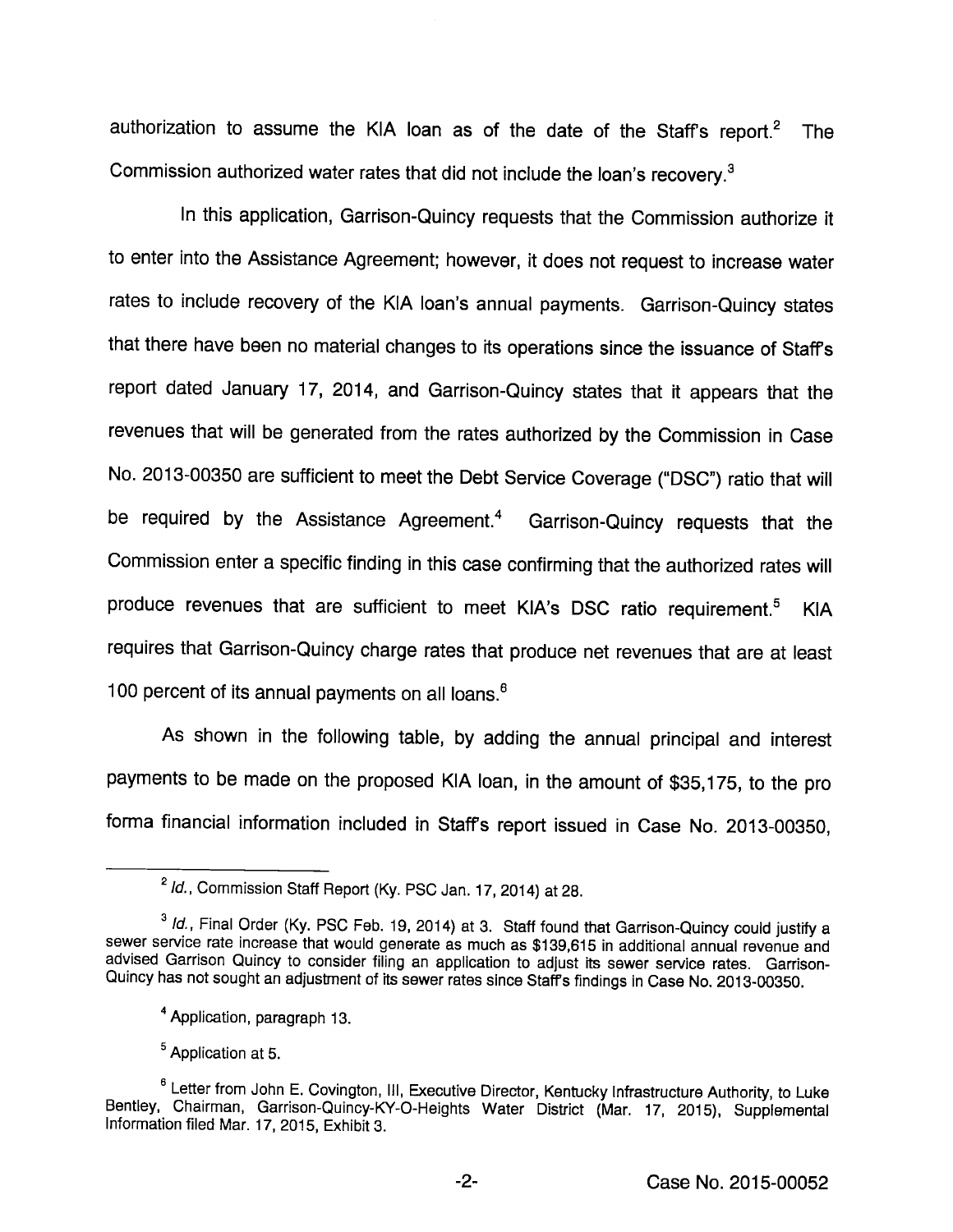authorization to assume the KIA loan as of the date of the Staff's report.[2] The Commission authorized water rates that did not include the loan's recovery.[3]

In this application, Garrison-Quincy requests that the Commission authorize it to enter into the Assistance Agreement; however, it does not request to increase water rates to include recovery of the KIA loan's annual payments. Garrison-Quincy states that there have been no material changes to its operations since the issuance of Staff's report dated January 17, 2014, and Garrison-Quincy states that it appears that the revenues that will be generated from the rates authorized by the Commission in Case No. 2013-00350 are sufficient to meet the Debt Service Coverage ("DSC") ratio that will be required by the Assistance Agreement.[4] Garrison-Quincy requests that the Commission enter a specific finding in this case confirming that the authorized rates will produce revenues that are sufficient to meet KIA's DSC ratio requirement.[5] KIA requires that Garrison-Quincy charge rates that produce net revenues that are at least 100 percent of its annual payments on all loans.[6]

As shown in the following table, by adding the annual principal and interest payments to be made on the proposed KIA loan, in the amount of $35,175, to the pro forma financial information included in Staff's report issued in Case No. 2013-00350,

---

[2] *Id.*, Commission Staff Report (Ky. PSC Jan. 17, 2014) at 28.

[3] *Id.*, Final Order (Ky. PSC Feb. 19, 2014) at 3. Staff found that Garrison-Quincy could justify a sewer service rate increase that would generate as much as $139,615 in additional annual revenue and advised Garrison Quincy to consider filing an application to adjust its sewer service rates. Garrison-Quincy has not sought an adjustment of its sewer rates since Staff's findings in Case No. 2013-00350.

[4] Application, paragraph 13.

[5] Application at 5.

[6] Letter from John E. Covington, III, Executive Director, Kentucky Infrastructure Authority, to Luke Bentley, Chairman, Garrison-Quincy-KY-O-Heights Water District (Mar. 17, 2015), Supplemental Information filed Mar. 17, 2015, Exhibit 3.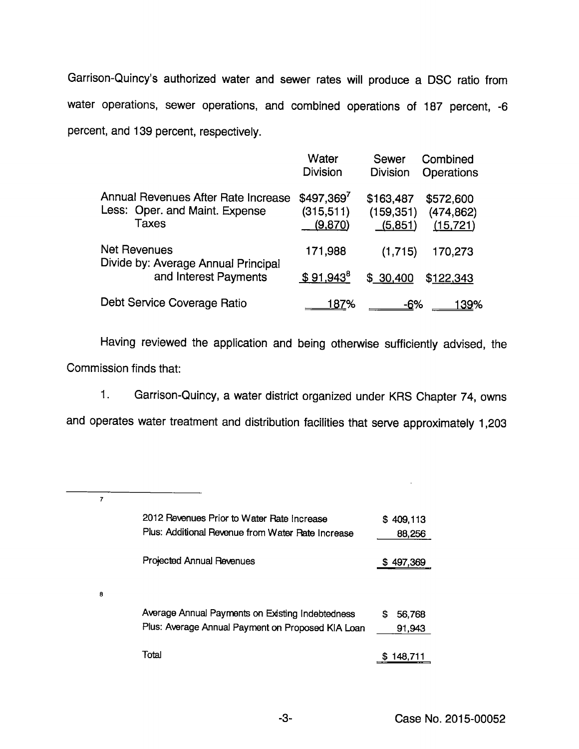Garrison-Quincy's authorized water and sewer rates will produce a DSC ratio from water operations, sewer operations, and combined operations of 187 percent, -6 percent, and 139 percent, respectively.

| | Water Division | Sewer Division | Combined Operations |
|---|---|---|---|
| Annual Revenues After Rate Increase | $497,369[7] | $163,487 | $572,600 |
| Less: Oper. and Maint. Expense | (315,511) | (159,351) | (474,862) |
| Taxes | (9,870) | (5,851) | (15,721) |
| Net Revenues | 171,988 | (1,715) | 170,273 |
| Divide by: Average Annual Principal and Interest Payments | $ 91,943[8] | $ 30,400 | $122,343 |
| Debt Service Coverage Ratio | 187% | -6% | 139% |

Having reviewed the application and being otherwise sufficiently advised, the Commission finds that:

1. Garrison-Quincy, a water district organized under KRS Chapter 74, owns and operates water treatment and distribution facilities that serve approximately 1,203

---

[7]

| | |
|---|---|
| 2012 Revenues Prior to Water Rate Increase | $ 409,113 |
| Plus: Additional Revenue from Water Rate Increase | 88,256 |
| Projected Annual Revenues | $ 497,369 |

[8]

| | |
|---|---|
| Average Annual Payments on Existing Indebtedness | $ 56,768 |
| Plus: Average Annual Payment on Proposed KIA Loan | 91,943 |
| Total | $ 148,711 |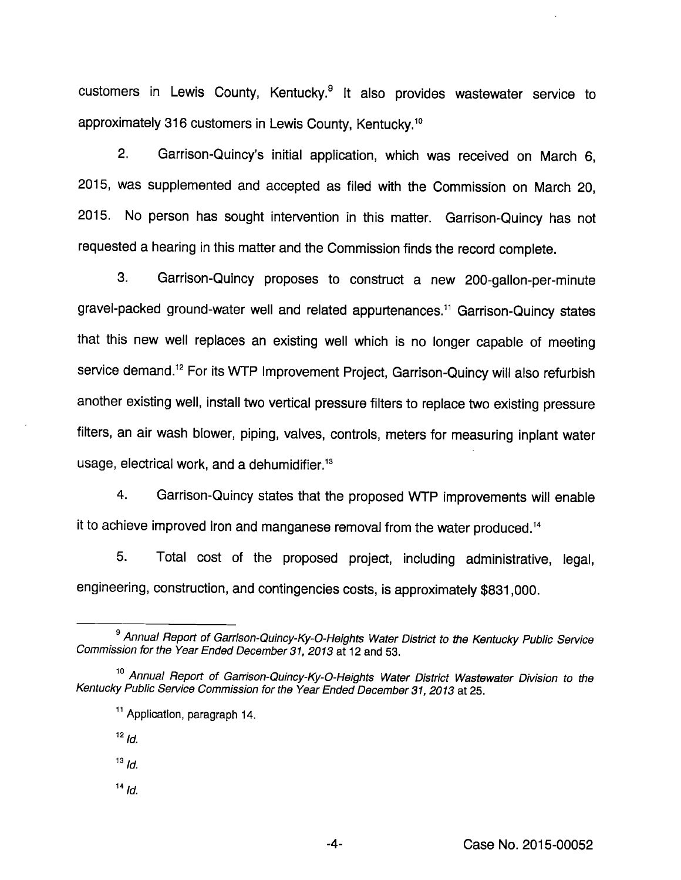customers in Lewis County, Kentucky.[9] It also provides wastewater service to approximately 316 customers in Lewis County, Kentucky.[10]

2. Garrison-Quincy's initial application, which was received on March 6, 2015, was supplemented and accepted as filed with the Commission on March 20, 2015. No person has sought intervention in this matter. Garrison-Quincy has not requested a hearing in this matter and the Commission finds the record complete.

3. Garrison-Quincy proposes to construct a new 200-gallon-per-minute gravel-packed ground-water well and related appurtenances.[11] Garrison-Quincy states that this new well replaces an existing well which is no longer capable of meeting service demand.[12] For its WTP Improvement Project, Garrison-Quincy will also refurbish another existing well, install two vertical pressure filters to replace two existing pressure filters, an air wash blower, piping, valves, controls, meters for measuring inplant water usage, electrical work, and a dehumidifier.[13]

4. Garrison-Quincy states that the proposed WTP improvements will enable it to achieve improved iron and manganese removal from the water produced.[14]

5. Total cost of the proposed project, including administrative, legal, engineering, construction, and contingencies costs, is approximately $831,000.

---

[9] *Annual Report of Garrison-Quincy-Ky-O-Heights Water District to the Kentucky Public Service Commission for the Year Ended December 31, 2013* at 12 and 53.

[10] *Annual Report of Garrison-Quincy-Ky-O-Heights Water District Wastewater Division to the Kentucky Public Service Commission for the Year Ended December 31, 2013* at 25.

[11] Application, paragraph 14.

[12] *Id.*

[13] *Id.*

[14] *Id.*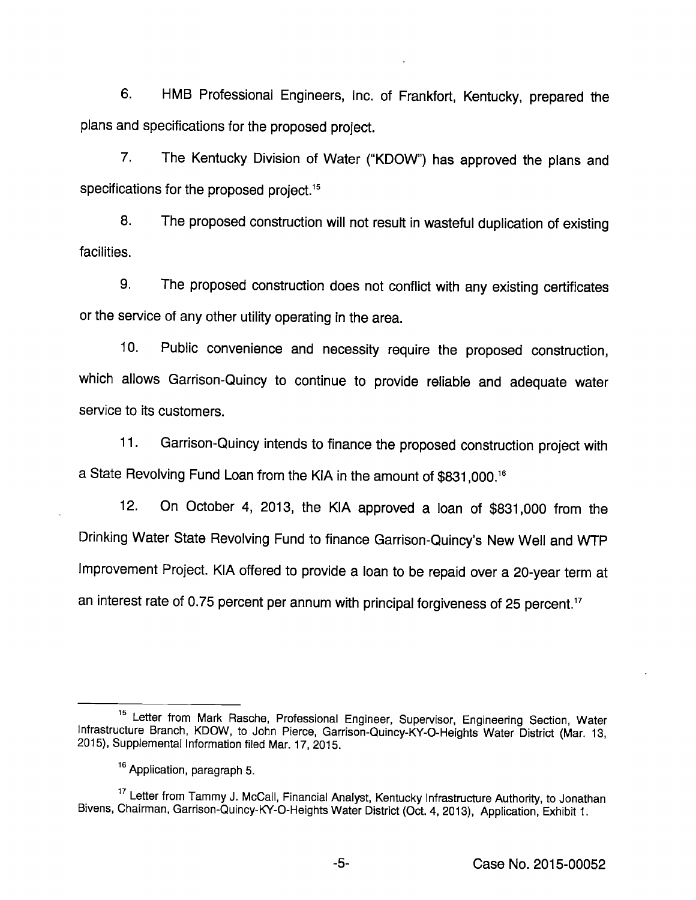6. HMB Professional Engineers, Inc. of Frankfort, Kentucky, prepared the plans and specifications for the proposed project.

7. The Kentucky Division of Water ("KDOW") has approved the plans and specifications for the proposed project.[15]

8. The proposed construction will not result in wasteful duplication of existing facilities.

9. The proposed construction does not conflict with any existing certificates or the service of any other utility operating in the area.

10. Public convenience and necessity require the proposed construction, which allows Garrison-Quincy to continue to provide reliable and adequate water service to its customers.

11. Garrison-Quincy intends to finance the proposed construction project with a State Revolving Fund Loan from the KIA in the amount of $831,000.[16]

12. On October 4, 2013, the KIA approved a loan of $831,000 from the Drinking Water State Revolving Fund to finance Garrison-Quincy's New Well and WTP Improvement Project. KIA offered to provide a loan to be repaid over a 20-year term at an interest rate of 0.75 percent per annum with principal forgiveness of 25 percent.[17]

---

[15] Letter from Mark Rasche, Professional Engineer, Supervisor, Engineering Section, Water Infrastructure Branch, KDOW, to John Pierce, Garrison-Quincy-KY-O-Heights Water District (Mar. 13, 2015), Supplemental Information filed Mar. 17, 2015.

[16] Application, paragraph 5.

[17] Letter from Tammy J. McCall, Financial Analyst, Kentucky Infrastructure Authority, to Jonathan Bivens, Chairman, Garrison-Quincy-KY-O-Heights Water District (Oct. 4, 2013), Application, Exhibit 1.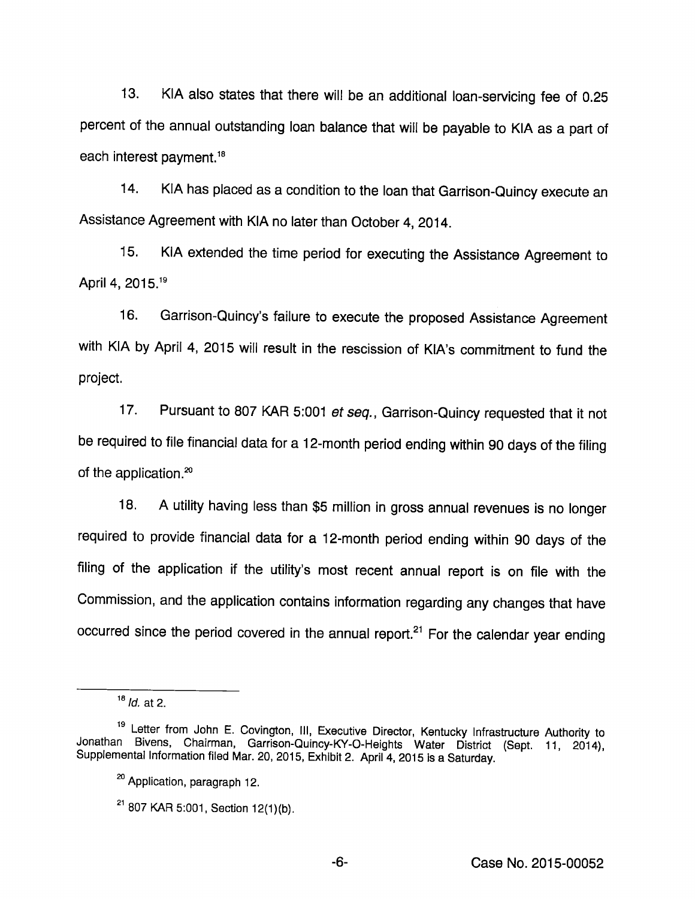13. KIA also states that there will be an additional loan-servicing fee of 0.25 percent of the annual outstanding loan balance that will be payable to KIA as a part of each interest payment.[18]

14. KIA has placed as a condition to the loan that Garrison-Quincy execute an Assistance Agreement with KIA no later than October 4, 2014.

15. KIA extended the time period for executing the Assistance Agreement to April 4, 2015.[19]

16. Garrison-Quincy's failure to execute the proposed Assistance Agreement with KIA by April 4, 2015 will result in the rescission of KIA's commitment to fund the project.

17. Pursuant to 807 KAR 5:001 *et seq.*, Garrison-Quincy requested that it not be required to file financial data for a 12-month period ending within 90 days of the filing of the application.[20]

18. A utility having less than $5 million in gross annual revenues is no longer required to provide financial data for a 12-month period ending within 90 days of the filing of the application if the utility's most recent annual report is on file with the Commission, and the application contains information regarding any changes that have occurred since the period covered in the annual report.[21] For the calendar year ending

---

[18] *Id.* at 2.

[19] Letter from John E. Covington, III, Executive Director, Kentucky Infrastructure Authority to Jonathan Bivens, Chairman, Garrison-Quincy-KY-O-Heights Water District (Sept. 11, 2014), Supplemental Information filed Mar. 20, 2015, Exhibit 2. April 4, 2015 is a Saturday.

[20] Application, paragraph 12.

[21] 807 KAR 5:001, Section 12(1)(b).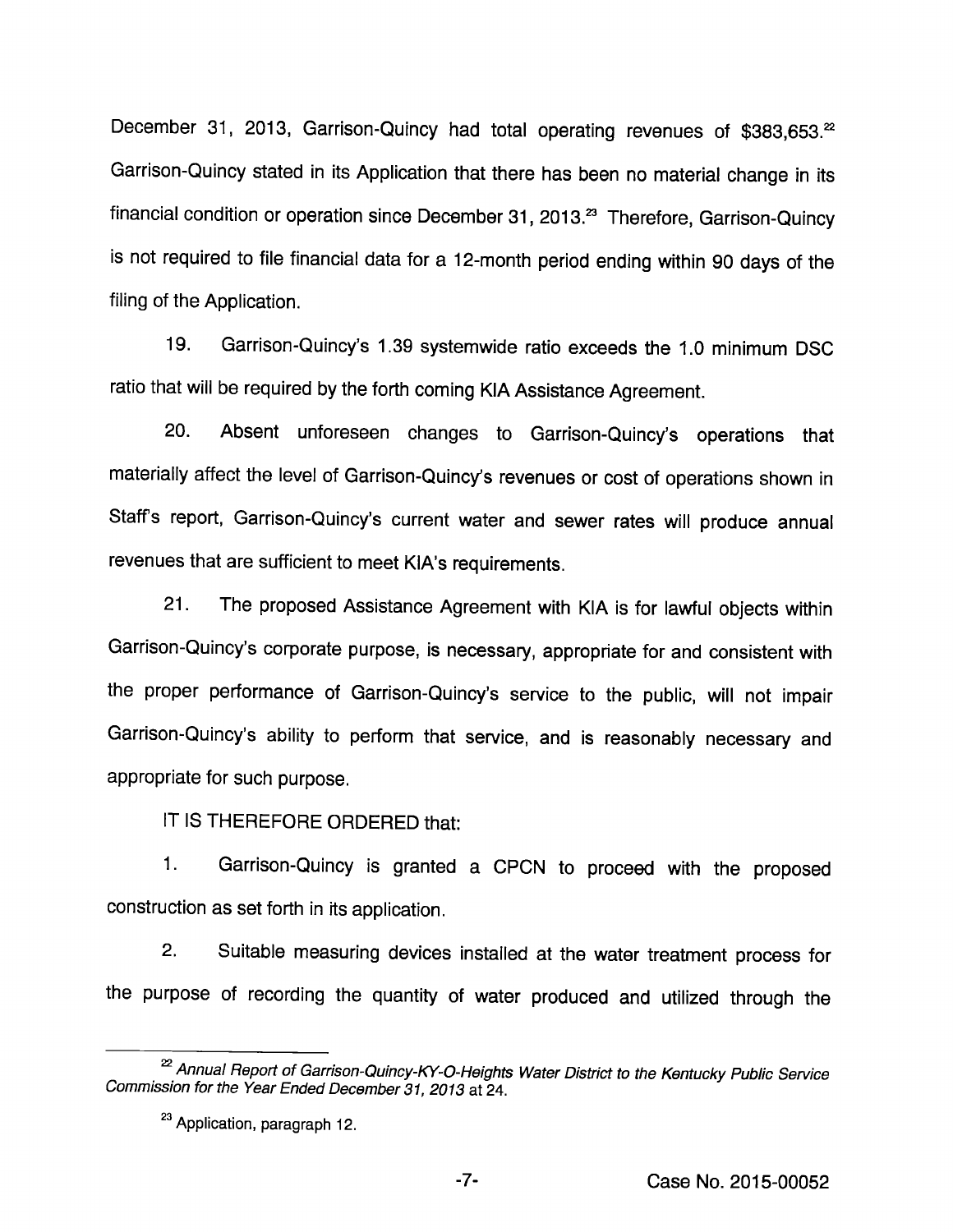December 31, 2013, Garrison-Quincy had total operating revenues of $383,653.[22] Garrison-Quincy stated in its Application that there has been no material change in its financial condition or operation since December 31, 2013.[23] Therefore, Garrison-Quincy is not required to file financial data for a 12-month period ending within 90 days of the filing of the Application.

19. Garrison-Quincy's 1.39 systemwide ratio exceeds the 1.0 minimum DSC ratio that will be required by the forth coming KIA Assistance Agreement.

20. Absent unforeseen changes to Garrison-Quincy's operations that materially affect the level of Garrison-Quincy's revenues or cost of operations shown in Staff's report, Garrison-Quincy's current water and sewer rates will produce annual revenues that are sufficient to meet KIA's requirements.

21. The proposed Assistance Agreement with KIA is for lawful objects within Garrison-Quincy's corporate purpose, is necessary, appropriate for and consistent with the proper performance of Garrison-Quincy's service to the public, will not impair Garrison-Quincy's ability to perform that service, and is reasonably necessary and appropriate for such purpose.

IT IS THEREFORE ORDERED that:

1. Garrison-Quincy is granted a CPCN to proceed with the proposed construction as set forth in its application.

2. Suitable measuring devices installed at the water treatment process for the purpose of recording the quantity of water produced and utilized through the

---

[22] *Annual Report of Garrison-Quincy-KY-O-Heights Water District to the Kentucky Public Service Commission for the Year Ended December 31, 2013* at 24.

[23] Application, paragraph 12.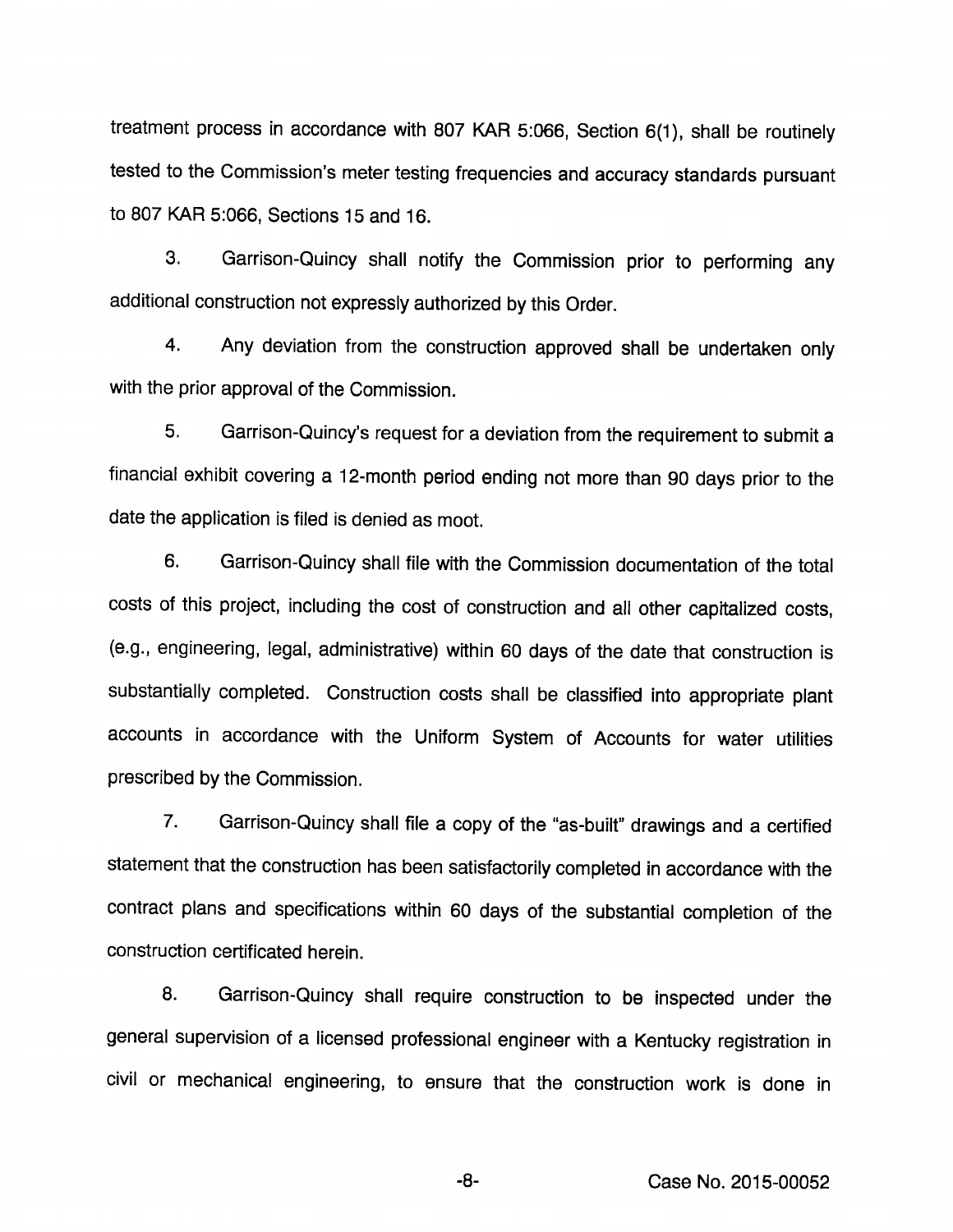treatment process in accordance with 807 KAR 5:066, Section 6(1), shall be routinely tested to the Commission's meter testing frequencies and accuracy standards pursuant to 807 KAR 5:066, Sections 15 and 16.

3. Garrison-Quincy shall notify the Commission prior to performing any additional construction not expressly authorized by this Order.

4. Any deviation from the construction approved shall be undertaken only with the prior approval of the Commission.

5. Garrison-Quincy's request for a deviation from the requirement to submit a financial exhibit covering a 12-month period ending not more than 90 days prior to the date the application is filed is denied as moot.

6. Garrison-Quincy shall file with the Commission documentation of the total costs of this project, including the cost of construction and all other capitalized costs, (e.g., engineering, legal, administrative) within 60 days of the date that construction is substantially completed. Construction costs shall be classified into appropriate plant accounts in accordance with the Uniform System of Accounts for water utilities prescribed by the Commission.

7. Garrison-Quincy shall file a copy of the "as-built" drawings and a certified statement that the construction has been satisfactorily completed in accordance with the contract plans and specifications within 60 days of the substantial completion of the construction certificated herein.

8. Garrison-Quincy shall require construction to be inspected under the general supervision of a licensed professional engineer with a Kentucky registration in civil or mechanical engineering, to ensure that the construction work is done in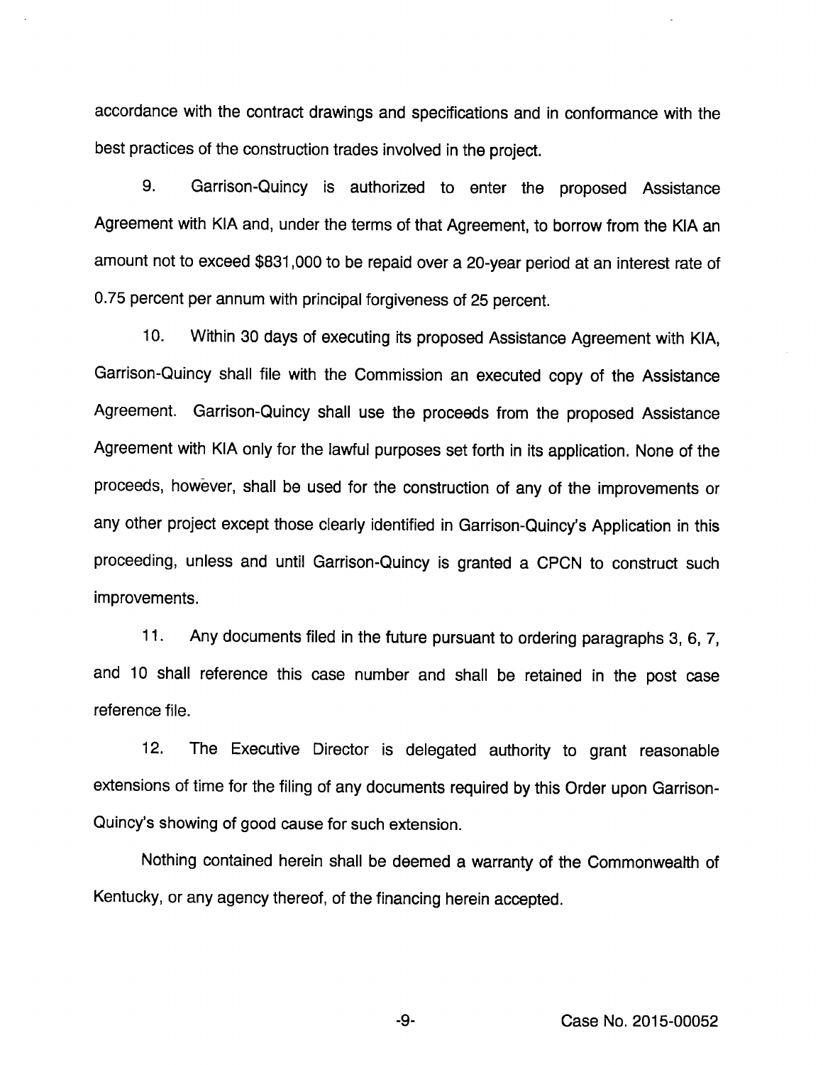accordance with the contract drawings and specifications and in conformance with the best practices of the construction trades involved in the project.

9. Garrison-Quincy is authorized to enter the proposed Assistance Agreement with KIA and, under the terms of that Agreement, to borrow from the KIA an amount not to exceed $831,000 to be repaid over a 20-year period at an interest rate of 0.75 percent per annum with principal forgiveness of 25 percent.

10. Within 30 days of executing its proposed Assistance Agreement with KIA, Garrison-Quincy shall file with the Commission an executed copy of the Assistance Agreement. Garrison-Quincy shall use the proceeds from the proposed Assistance Agreement with KIA only for the lawful purposes set forth in its application. None of the proceeds, however, shall be used for the construction of any of the improvements or any other project except those clearly identified in Garrison-Quincy's Application in this proceeding, unless and until Garrison-Quincy is granted a CPCN to construct such improvements.

11. Any documents filed in the future pursuant to ordering paragraphs 3, 6, 7, and 10 shall reference this case number and shall be retained in the post case reference file.

12. The Executive Director is delegated authority to grant reasonable extensions of time for the filing of any documents required by this Order upon Garrison-Quincy's showing of good cause for such extension.

Nothing contained herein shall be deemed a warranty of the Commonwealth of Kentucky, or any agency thereof, of the financing herein accepted.

Case No. 2015-00052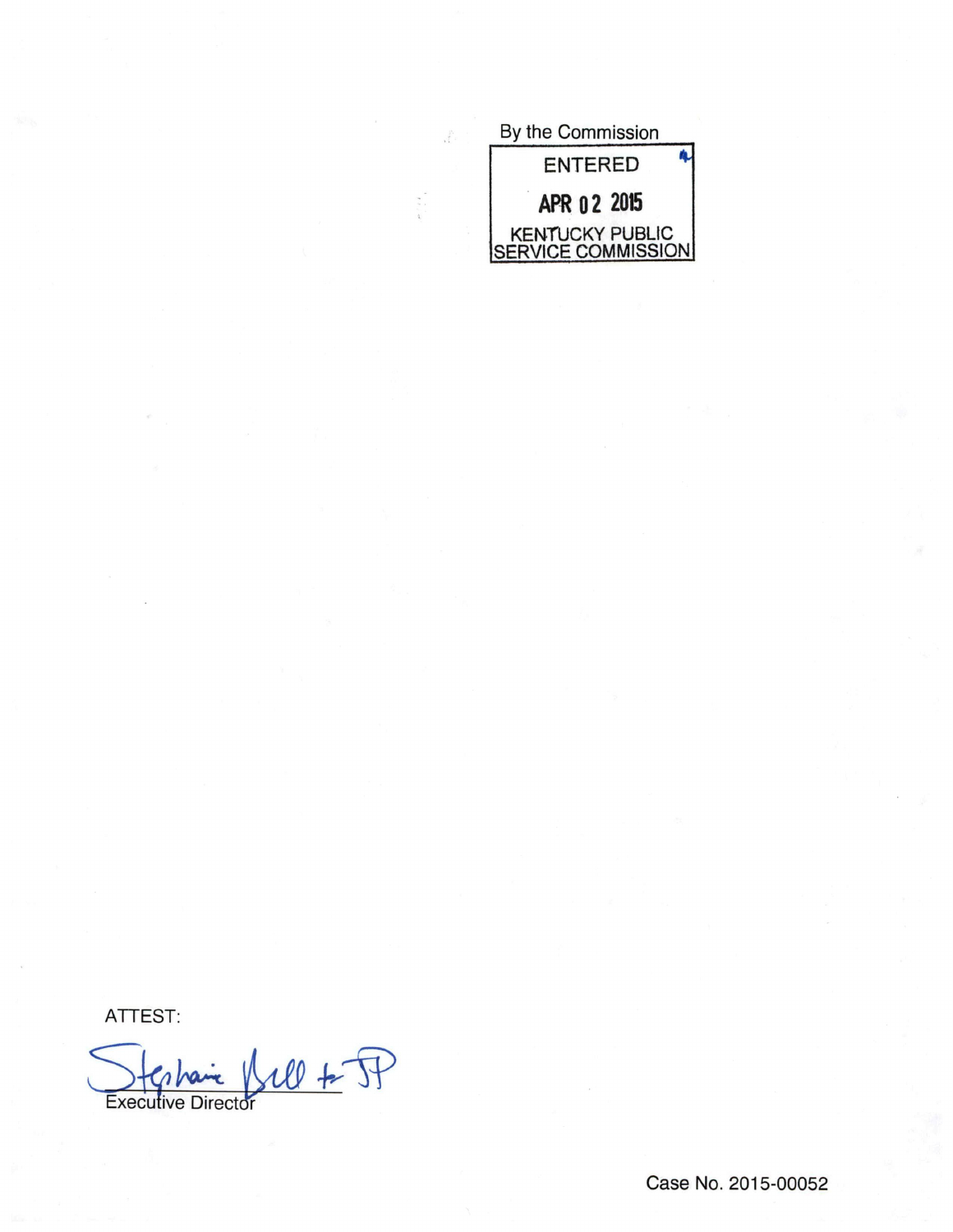By the Commission

ENTERED

APR 02 2015

KENTUCKY PUBLIC SERVICE COMMISSION

ATTEST:

Stephanie Bell for JP

Executive Director

Case No. 2015-00052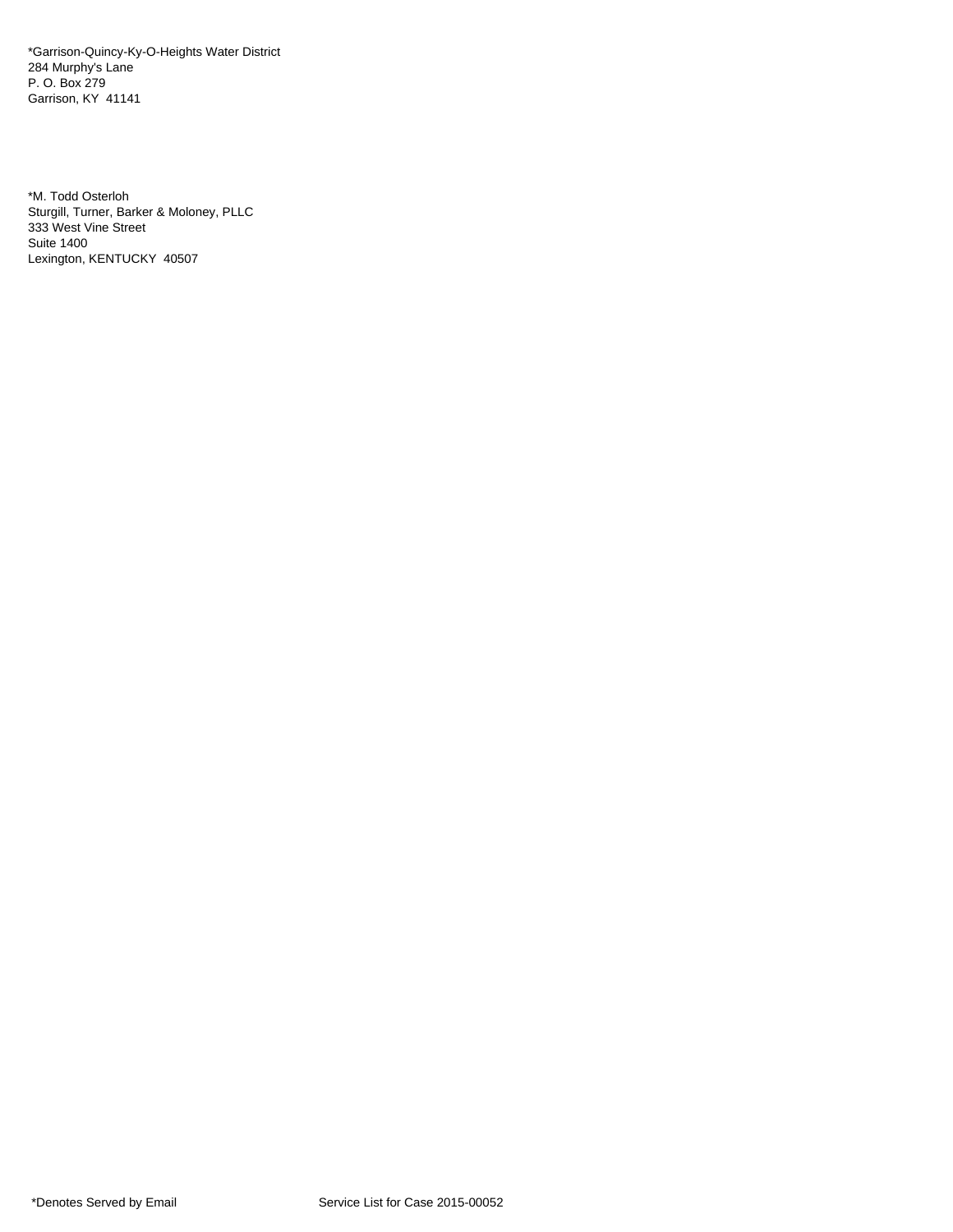*Garrison-Quincy-Ky-O-Heights Water District
284 Murphy's Lane
P. O. Box 279
Garrison, KY  41141

*M. Todd Osterloh
Sturgill, Turner, Barker & Moloney, PLLC
333 West Vine Street
Suite 1400
Lexington, KENTUCKY  40507

*Denotes Served by Email

Service List for Case 2015-00052